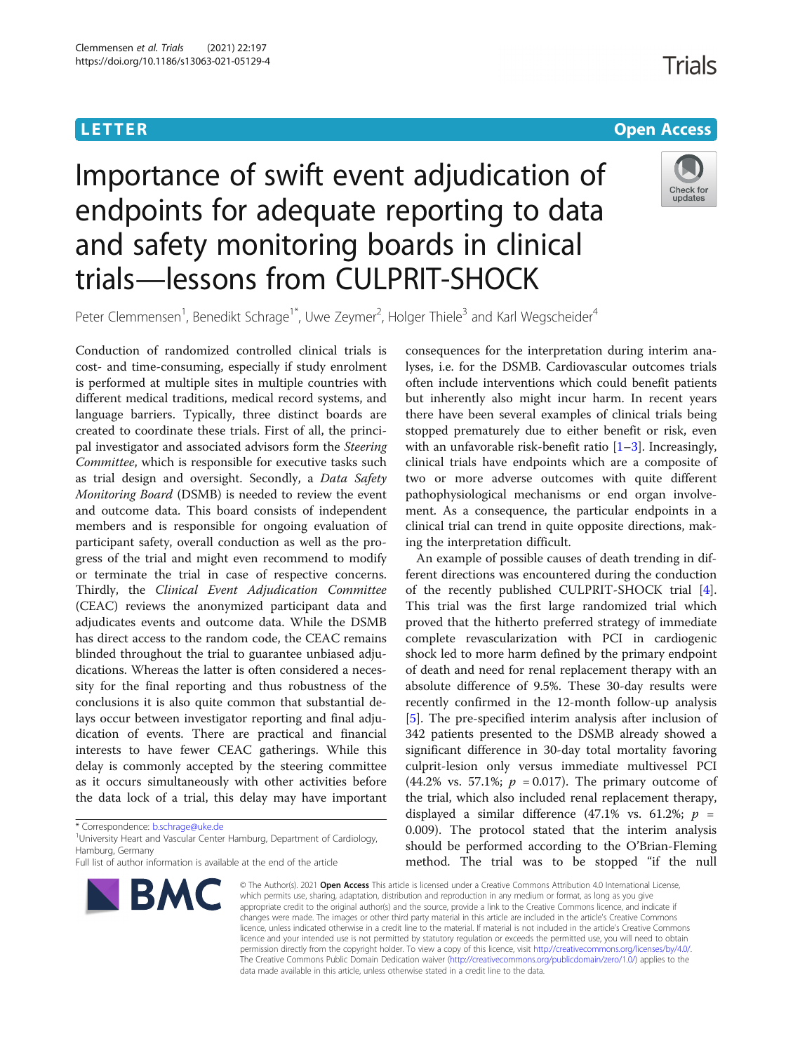LETTER

Open Access

# Importance of swift event adjudication of endpoints for adequate reporting to data and safety monitoring boards in clinical trials—lessons from CULPRIT-SHOCK

Peter Clemmensen[1], Benedikt Schrage[1*], Uwe Zeymer[2], Holger Thiele[3] and Karl Wegscheider[4]

Conduction of randomized controlled clinical trials is cost- and time-consuming, especially if study enrolment is performed at multiple sites in multiple countries with different medical traditions, medical record systems, and language barriers. Typically, three distinct boards are created to coordinate these trials. First of all, the principal investigator and associated advisors form the *Steering Committee*, which is responsible for executive tasks such as trial design and oversight. Secondly, a *Data Safety Monitoring Board* (DSMB) is needed to review the event and outcome data. This board consists of independent members and is responsible for ongoing evaluation of participant safety, overall conduction as well as the progress of the trial and might even recommend to modify or terminate the trial in case of respective concerns. Thirdly, the *Clinical Event Adjudication Committee* (CEAC) reviews the anonymized participant data and adjudicates events and outcome data. While the DSMB has direct access to the random code, the CEAC remains blinded throughout the trial to guarantee unbiased adjudications. Whereas the latter is often considered a necessity for the final reporting and thus robustness of the conclusions it is also quite common that substantial delays occur between investigator reporting and final adjudication of events. There are practical and financial interests to have fewer CEAC gatherings. While this delay is commonly accepted by the steering committee as it occurs simultaneously with other activities before the data lock of a trial, this delay may have important consequences for the interpretation during interim analyses, i.e. for the DSMB. Cardiovascular outcomes trials often include interventions which could benefit patients but inherently also might incur harm. In recent years there have been several examples of clinical trials being stopped prematurely due to either benefit or risk, even with an unfavorable risk-benefit ratio [1–3]. Increasingly, clinical trials have endpoints which are a composite of two or more adverse outcomes with quite different pathophysiological mechanisms or end organ involvement. As a consequence, the particular endpoints in a clinical trial can trend in quite opposite directions, making the interpretation difficult.

An example of possible causes of death trending in different directions was encountered during the conduction of the recently published CULPRIT-SHOCK trial [4]. This trial was the first large randomized trial which proved that the hitherto preferred strategy of immediate complete revascularization with PCI in cardiogenic shock led to more harm defined by the primary endpoint of death and need for renal replacement therapy with an absolute difference of 9.5%. These 30-day results were recently confirmed in the 12-month follow-up analysis [5]. The pre-specified interim analysis after inclusion of 342 patients presented to the DSMB already showed a significant difference in 30-day total mortality favoring culprit-lesion only versus immediate multivessel PCI (44.2% vs. 57.1%; $p$ = 0.017). The primary outcome of the trial, which also included renal replacement therapy, displayed a similar difference (47.1% vs. 61.2%; $p$ = 0.009). The protocol stated that the interim analysis should be performed according to the O'Brian-Fleming method. The trial was to be stopped "if the null

* Correspondence: b.schrage@uke.de
[1]University Heart and Vascular Center Hamburg, Department of Cardiology, Hamburg, Germany
Full list of author information is available at the end of the article

© The Author(s). 2021 **Open Access** This article is licensed under a Creative Commons Attribution 4.0 International License, which permits use, sharing, adaptation, distribution and reproduction in any medium or format, as long as you give appropriate credit to the original author(s) and the source, provide a link to the Creative Commons licence, and indicate if changes were made. The images or other third party material in this article are included in the article's Creative Commons licence, unless indicated otherwise in a credit line to the material. If material is not included in the article's Creative Commons licence and your intended use is not permitted by statutory regulation or exceeds the permitted use, you will need to obtain permission directly from the copyright holder. To view a copy of this licence, visit http://creativecommons.org/licenses/by/4.0/. The Creative Commons Public Domain Dedication waiver (http://creativecommons.org/publicdomain/zero/1.0/) applies to the data made available in this article, unless otherwise stated in a credit line to the data.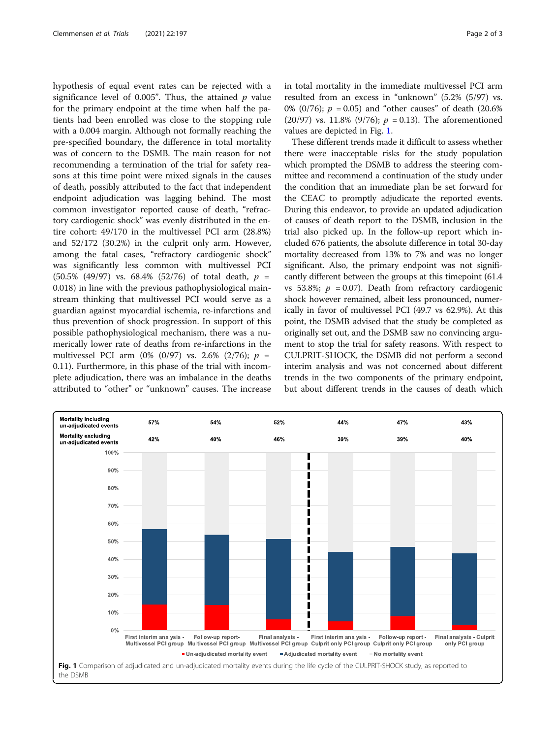hypothesis of equal event rates can be rejected with a significance level of 0.005". Thus, the attained $p$ value for the primary endpoint at the time when half the patients had been enrolled was close to the stopping rule with a 0.004 margin. Although not formally reaching the pre-specified boundary, the difference in total mortality was of concern to the DSMB. The main reason for not recommending a termination of the trial for safety reasons at this time point were mixed signals in the causes of death, possibly attributed to the fact that independent endpoint adjudication was lagging behind. The most common investigator reported cause of death, "refractory cardiogenic shock" was evenly distributed in the entire cohort: 49/170 in the multivessel PCI arm (28.8%) and 52/172 (30.2%) in the culprit only arm. However, among the fatal cases, "refractory cardiogenic shock" was significantly less common with multivessel PCI (50.5% (49/97) vs. 68.4% (52/76) of total death, $p$ = 0.018) in line with the previous pathophysiological mainstream thinking that multivessel PCI would serve as a guardian against myocardial ischemia, re-infarctions and thus prevention of shock progression. In support of this possible pathophysiological mechanism, there was a numerically lower rate of deaths from re-infarctions in the multivessel PCI arm (0% (0/97) vs. 2.6% (2/76); $p$ = 0.11). Furthermore, in this phase of the trial with incomplete adjudication, there was an imbalance in the deaths attributed to "other" or "unknown" causes. The increase in total mortality in the immediate multivessel PCI arm resulted from an excess in "unknown" (5.2% (5/97) vs. 0% (0/76); $p$ = 0.05) and "other causes" of death (20.6% (20/97) vs. 11.8% (9/76); $p$ = 0.13). The aforementioned values are depicted in Fig. 1.

These different trends made it difficult to assess whether there were inacceptable risks for the study population which prompted the DSMB to address the steering committee and recommend a continuation of the study under the condition that an immediate plan be set forward for the CEAC to promptly adjudicate the reported events. During this endeavor, to provide an updated adjudication of causes of death report to the DSMB, inclusion in the trial also picked up. In the follow-up report which included 676 patients, the absolute difference in total 30-day mortality decreased from 13% to 7% and was no longer significant. Also, the primary endpoint was not significantly different between the groups at this timepoint (61.4 vs 53.8%; $p$ = 0.07). Death from refractory cardiogenic shock however remained, albeit less pronounced, numerically in favor of multivessel PCI (49.7 vs 62.9%). At this point, the DSMB advised that the study be completed as originally set out, and the DSMB saw no convincing argument to stop the trial for safety reasons. With respect to CULPRIT-SHOCK, the DSMB did not perform a second interim analysis and was not concerned about different trends in the two components of the primary endpoint, but about different trends in the causes of death which

| | First interim analysis - Multivessel PCI group | Follow-up report- Multivessel PCI group | Final analysis - Multivessel PCI group | First interim analysis - Culprit only PCI group | Follow-up report - Culprit only PCI group | Final analysis - Culprit only PCI group |
|---|---|---|---|---|---|---|
| Mortality including un-adjudicated events | 57% | 54% | 52% | 44% | 47% | 43% |
| Mortality excluding un-adjudicated events | 42% | 40% | 46% | 39% | 39% | 40% |

**Fig. 1** Comparison of adjudicated and un-adjudicated mortality events during the life cycle of the CULPRIT-SHOCK study, as reported to the DSMB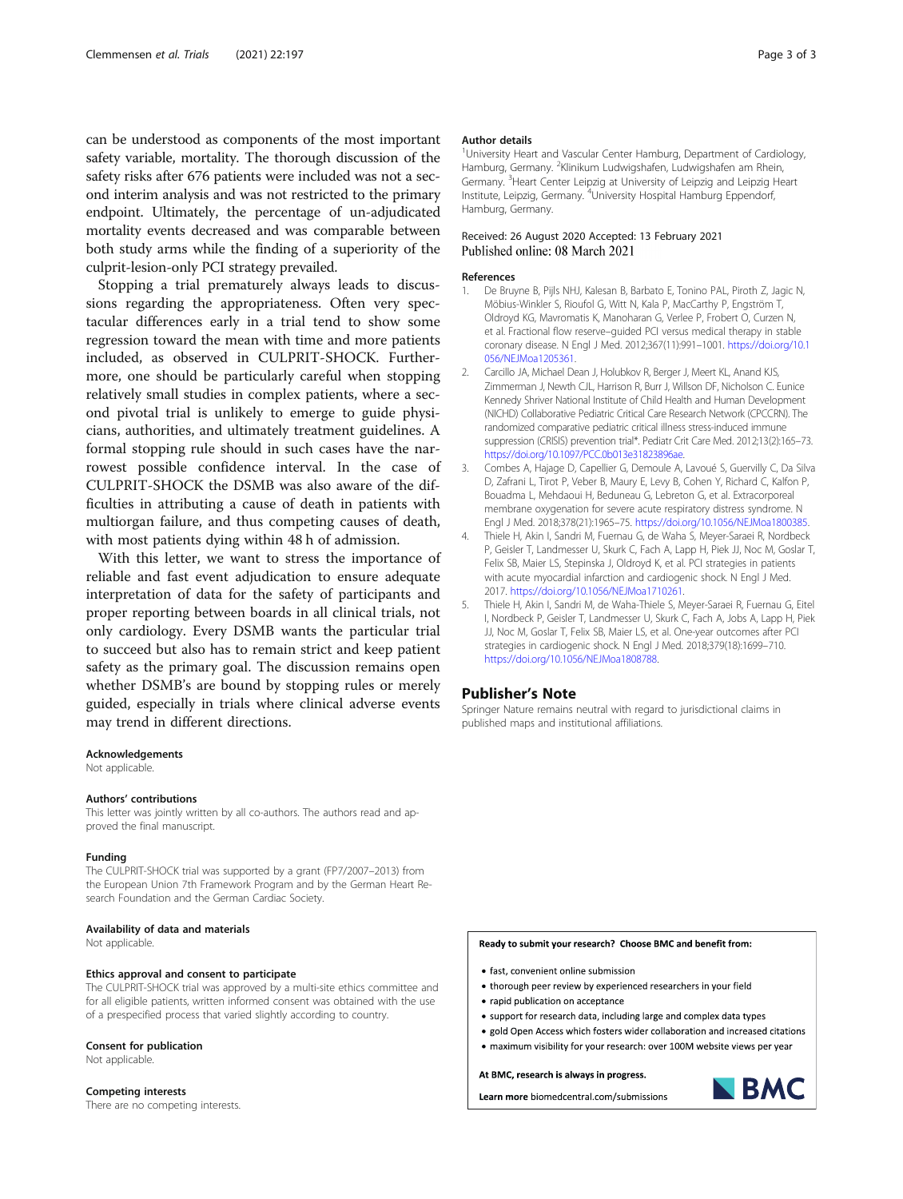can be understood as components of the most important safety variable, mortality. The thorough discussion of the safety risks after 676 patients were included was not a second interim analysis and was not restricted to the primary endpoint. Ultimately, the percentage of un-adjudicated mortality events decreased and was comparable between both study arms while the finding of a superiority of the culprit-lesion-only PCI strategy prevailed.

Stopping a trial prematurely always leads to discussions regarding the appropriateness. Often very spectacular differences early in a trial tend to show some regression toward the mean with time and more patients included, as observed in CULPRIT-SHOCK. Furthermore, one should be particularly careful when stopping relatively small studies in complex patients, where a second pivotal trial is unlikely to emerge to guide physicians, authorities, and ultimately treatment guidelines. A formal stopping rule should in such cases have the narrowest possible confidence interval. In the case of CULPRIT-SHOCK the DSMB was also aware of the difficulties in attributing a cause of death in patients with multiorgan failure, and thus competing causes of death, with most patients dying within 48 h of admission.

With this letter, we want to stress the importance of reliable and fast event adjudication to ensure adequate interpretation of data for the safety of participants and proper reporting between boards in all clinical trials, not only cardiology. Every DSMB wants the particular trial to succeed but also has to remain strict and keep patient safety as the primary goal. The discussion remains open whether DSMB's are bound by stopping rules or merely guided, especially in trials where clinical adverse events may trend in different directions.

### Acknowledgements
Not applicable.

### Authors' contributions
This letter was jointly written by all co-authors. The authors read and approved the final manuscript.

### Funding
The CULPRIT-SHOCK trial was supported by a grant (FP7/2007–2013) from the European Union 7th Framework Program and by the German Heart Research Foundation and the German Cardiac Society.

### Availability of data and materials
Not applicable.

### Ethics approval and consent to participate
The CULPRIT-SHOCK trial was approved by a multi-site ethics committee and for all eligible patients, written informed consent was obtained with the use of a prespecified process that varied slightly according to country.

### Consent for publication
Not applicable.

### Competing interests
There are no competing interests.

### Author details
[1]University Heart and Vascular Center Hamburg, Department of Cardiology, Hamburg, Germany. [2]Klinikum Ludwigshafen, Ludwigshafen am Rhein, Germany. [3]Heart Center Leipzig at University of Leipzig and Leipzig Heart Institute, Leipzig, Germany. [4]University Hospital Hamburg Eppendorf, Hamburg, Germany.

Received: 26 August 2020 Accepted: 13 February 2021
Published online: 08 March 2021

### References
1. De Bruyne B, Pijls NHJ, Kalesan B, Barbato E, Tonino PAL, Piroth Z, Jagic N, Möbius-Winkler S, Rioufol G, Witt N, Kala P, MacCarthy P, Engström T, Oldroyd KG, Mavromatis K, Manoharan G, Verlee P, Frobert O, Curzen N, et al. Fractional flow reserve–guided PCI versus medical therapy in stable coronary disease. N Engl J Med. 2012;367(11):991–1001. https://doi.org/10.1056/NEJMoa1205361.
2. Carcillo JA, Michael Dean J, Holubkov R, Berger J, Meert KL, Anand KJS, Zimmerman J, Newth CJL, Harrison R, Burr J, Willson DF, Nicholson C. Eunice Kennedy Shriver National Institute of Child Health and Human Development (NICHD) Collaborative Pediatric Critical Care Research Network (CPCCRN). The randomized comparative pediatric critical illness stress-induced immune suppression (CRISIS) prevention trial*. Pediatr Crit Care Med. 2012;13(2):165–73. https://doi.org/10.1097/PCC.0b013e31823896ae.
3. Combes A, Hajage D, Capellier G, Demoule A, Lavoué S, Guervilly C, Da Silva D, Zafrani L, Tirot P, Veber B, Maury E, Levy B, Cohen Y, Richard C, Kalfon P, Bouadma L, Mehdaoui H, Beduneau G, Lebreton G, et al. Extracorporeal membrane oxygenation for severe acute respiratory distress syndrome. N Engl J Med. 2018;378(21):1965–75. https://doi.org/10.1056/NEJMoa1800385.
4. Thiele H, Akin I, Sandri M, Fuernau G, de Waha S, Meyer-Saraei R, Nordbeck P, Geisler T, Landmesser U, Skurk C, Fach A, Lapp H, Piek JJ, Noc M, Goslar T, Felix SB, Maier LS, Stepinska J, Oldroyd K, et al. PCI strategies in patients with acute myocardial infarction and cardiogenic shock. N Engl J Med. 2017. https://doi.org/10.1056/NEJMoa1710261.
5. Thiele H, Akin I, Sandri M, de Waha-Thiele S, Meyer-Saraei R, Fuernau G, Eitel I, Nordbeck P, Geisler T, Landmesser U, Skurk C, Fach A, Jobs A, Lapp H, Piek JJ, Noc M, Goslar T, Felix SB, Maier LS, et al. One-year outcomes after PCI strategies in cardiogenic shock. N Engl J Med. 2018;379(18):1699–710. https://doi.org/10.1056/NEJMoa1808788.

## Publisher's Note
Springer Nature remains neutral with regard to jurisdictional claims in published maps and institutional affiliations.